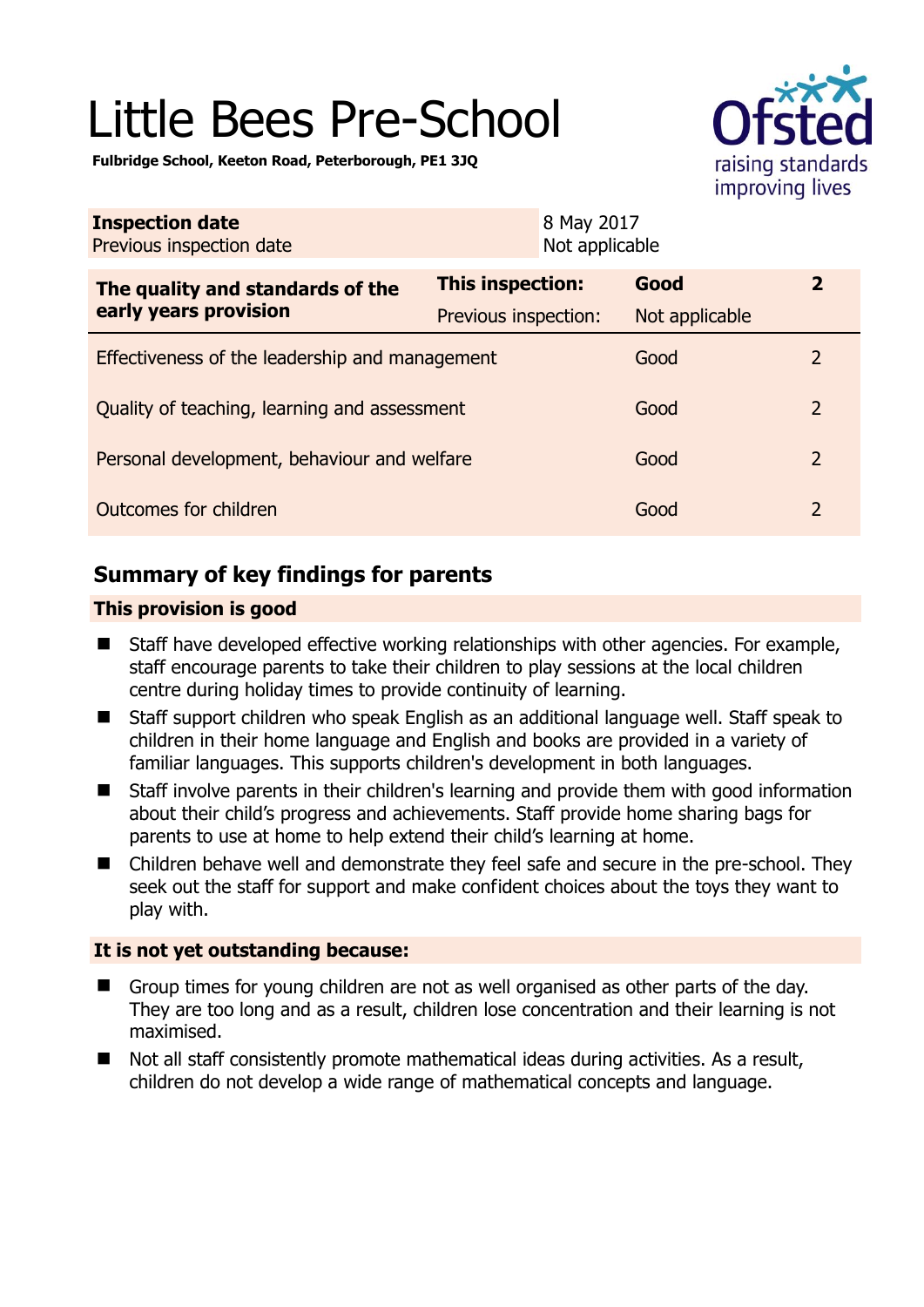# Little Bees Pre-School

**Fulbridge School, Keeton Road, Peterborough, PE1 3JQ**

| **Inspection date** | 8 May 2017 |
|---|---|
| Previous inspection date | Not applicable |

| **The quality and standards of the early years provision** | **This inspection:** | **Good** | **2** |
|---|---|---|---|
| | Previous inspection: | Not applicable | |
| Effectiveness of the leadership and management | | Good | 2 |
| Quality of teaching, learning and assessment | | Good | 2 |
| Personal development, behaviour and welfare | | Good | 2 |
| Outcomes for children | | Good | 2 |

## Summary of key findings for parents

### This provision is good

- Staff have developed effective working relationships with other agencies. For example, staff encourage parents to take their children to play sessions at the local children centre during holiday times to provide continuity of learning.
- Staff support children who speak English as an additional language well. Staff speak to children in their home language and English and books are provided in a variety of familiar languages. This supports children's development in both languages.
- Staff involve parents in their children's learning and provide them with good information about their child's progress and achievements. Staff provide home sharing bags for parents to use at home to help extend their child's learning at home.
- Children behave well and demonstrate they feel safe and secure in the pre-school. They seek out the staff for support and make confident choices about the toys they want to play with.

### It is not yet outstanding because:

- Group times for young children are not as well organised as other parts of the day. They are too long and as a result, children lose concentration and their learning is not maximised.
- Not all staff consistently promote mathematical ideas during activities. As a result, children do not develop a wide range of mathematical concepts and language.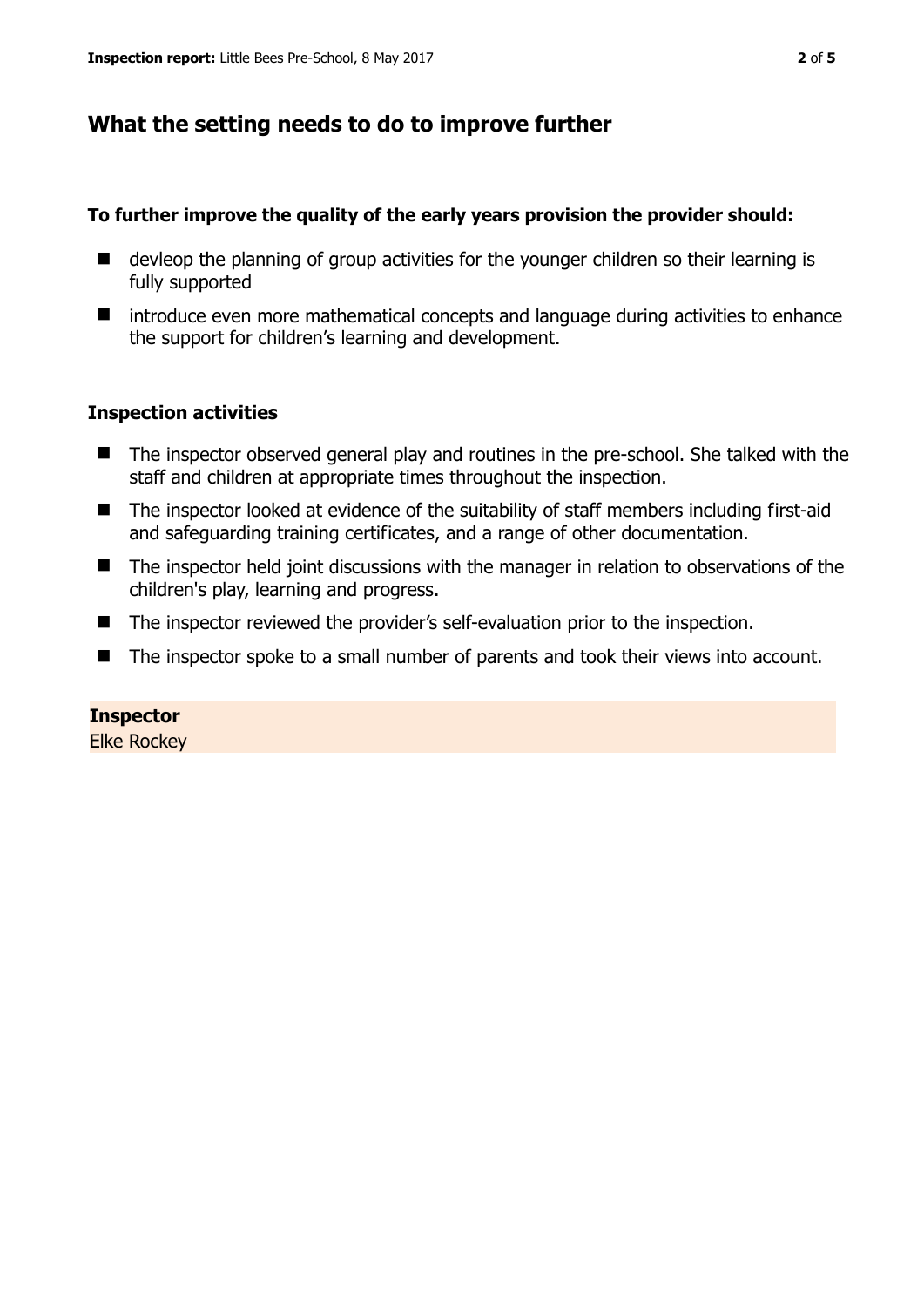## What the setting needs to do to improve further

**To further improve the quality of the early years provision the provider should:**

- devleop the planning of group activities for the younger children so their learning is fully supported
- introduce even more mathematical concepts and language during activities to enhance the support for children's learning and development.

### Inspection activities

- The inspector observed general play and routines in the pre-school. She talked with the staff and children at appropriate times throughout the inspection.
- The inspector looked at evidence of the suitability of staff members including first-aid and safeguarding training certificates, and a range of other documentation.
- The inspector held joint discussions with the manager in relation to observations of the children's play, learning and progress.
- The inspector reviewed the provider's self-evaluation prior to the inspection.
- The inspector spoke to a small number of parents and took their views into account.

**Inspector**
Elke Rockey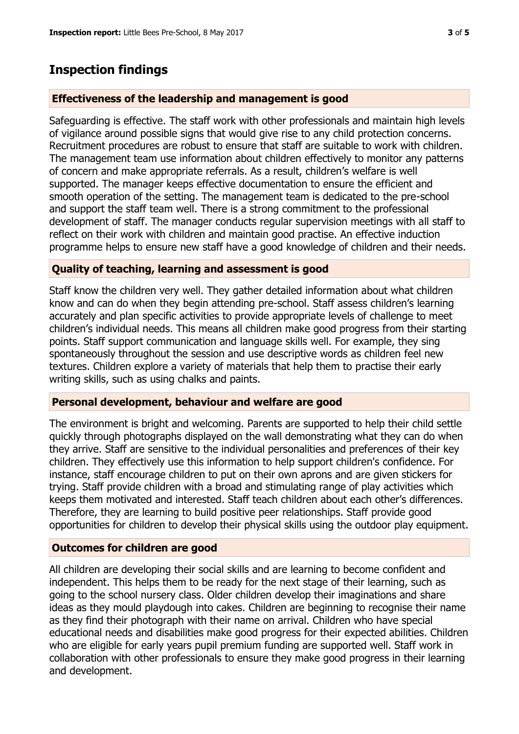## Inspection findings

### Effectiveness of the leadership and management is good

Safeguarding is effective. The staff work with other professionals and maintain high levels of vigilance around possible signs that would give rise to any child protection concerns. Recruitment procedures are robust to ensure that staff are suitable to work with children. The management team use information about children effectively to monitor any patterns of concern and make appropriate referrals. As a result, children's welfare is well supported. The manager keeps effective documentation to ensure the efficient and smooth operation of the setting. The management team is dedicated to the pre-school and support the staff team well. There is a strong commitment to the professional development of staff. The manager conducts regular supervision meetings with all staff to reflect on their work with children and maintain good practise. An effective induction programme helps to ensure new staff have a good knowledge of children and their needs.

### Quality of teaching, learning and assessment is good

Staff know the children very well. They gather detailed information about what children know and can do when they begin attending pre-school. Staff assess children's learning accurately and plan specific activities to provide appropriate levels of challenge to meet children's individual needs. This means all children make good progress from their starting points. Staff support communication and language skills well. For example, they sing spontaneously throughout the session and use descriptive words as children feel new textures. Children explore a variety of materials that help them to practise their early writing skills, such as using chalks and paints.

### Personal development, behaviour and welfare are good

The environment is bright and welcoming. Parents are supported to help their child settle quickly through photographs displayed on the wall demonstrating what they can do when they arrive. Staff are sensitive to the individual personalities and preferences of their key children. They effectively use this information to help support children's confidence. For instance, staff encourage children to put on their own aprons and are given stickers for trying. Staff provide children with a broad and stimulating range of play activities which keeps them motivated and interested. Staff teach children about each other's differences. Therefore, they are learning to build positive peer relationships. Staff provide good opportunities for children to develop their physical skills using the outdoor play equipment.

### Outcomes for children are good

All children are developing their social skills and are learning to become confident and independent. This helps them to be ready for the next stage of their learning, such as going to the school nursery class. Older children develop their imaginations and share ideas as they mould playdough into cakes. Children are beginning to recognise their name as they find their photograph with their name on arrival. Children who have special educational needs and disabilities make good progress for their expected abilities. Children who are eligible for early years pupil premium funding are supported well. Staff work in collaboration with other professionals to ensure they make good progress in their learning and development.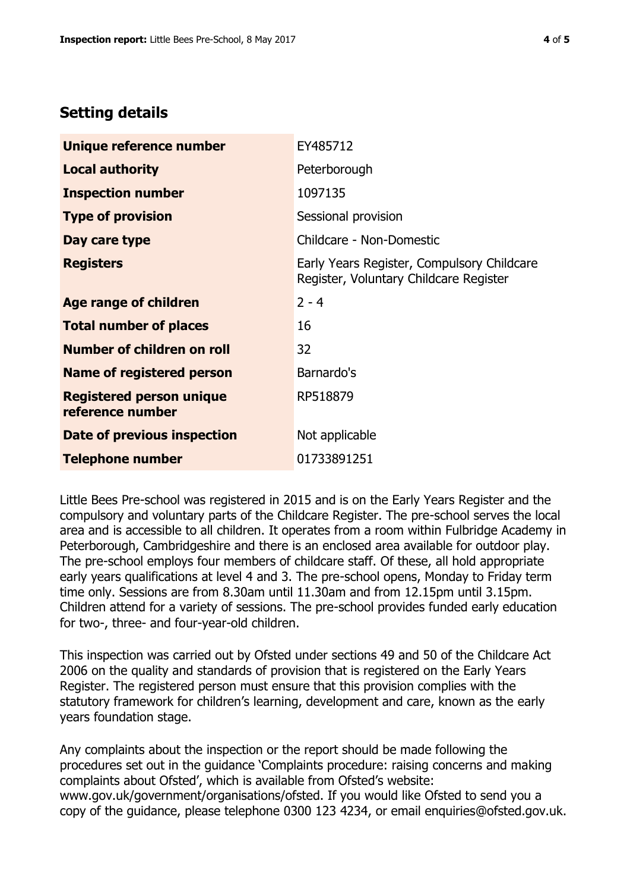## Setting details

| | |
|---|---|
| **Unique reference number** | EY485712 |
| **Local authority** | Peterborough |
| **Inspection number** | 1097135 |
| **Type of provision** | Sessional provision |
| **Day care type** | Childcare - Non-Domestic |
| **Registers** | Early Years Register, Compulsory Childcare Register, Voluntary Childcare Register |
| **Age range of children** | 2 - 4 |
| **Total number of places** | 16 |
| **Number of children on roll** | 32 |
| **Name of registered person** | Barnardo's |
| **Registered person unique reference number** | RP518879 |
| **Date of previous inspection** | Not applicable |
| **Telephone number** | 01733891251 |

Little Bees Pre-school was registered in 2015 and is on the Early Years Register and the compulsory and voluntary parts of the Childcare Register. The pre-school serves the local area and is accessible to all children. It operates from a room within Fulbridge Academy in Peterborough, Cambridgeshire and there is an enclosed area available for outdoor play. The pre-school employs four members of childcare staff. Of these, all hold appropriate early years qualifications at level 4 and 3. The pre-school opens, Monday to Friday term time only. Sessions are from 8.30am until 11.30am and from 12.15pm until 3.15pm. Children attend for a variety of sessions. The pre-school provides funded early education for two-, three- and four-year-old children.

This inspection was carried out by Ofsted under sections 49 and 50 of the Childcare Act 2006 on the quality and standards of provision that is registered on the Early Years Register. The registered person must ensure that this provision complies with the statutory framework for children's learning, development and care, known as the early years foundation stage.

Any complaints about the inspection or the report should be made following the procedures set out in the guidance 'Complaints procedure: raising concerns and making complaints about Ofsted', which is available from Ofsted's website: www.gov.uk/government/organisations/ofsted. If you would like Ofsted to send you a copy of the guidance, please telephone 0300 123 4234, or email enquiries@ofsted.gov.uk.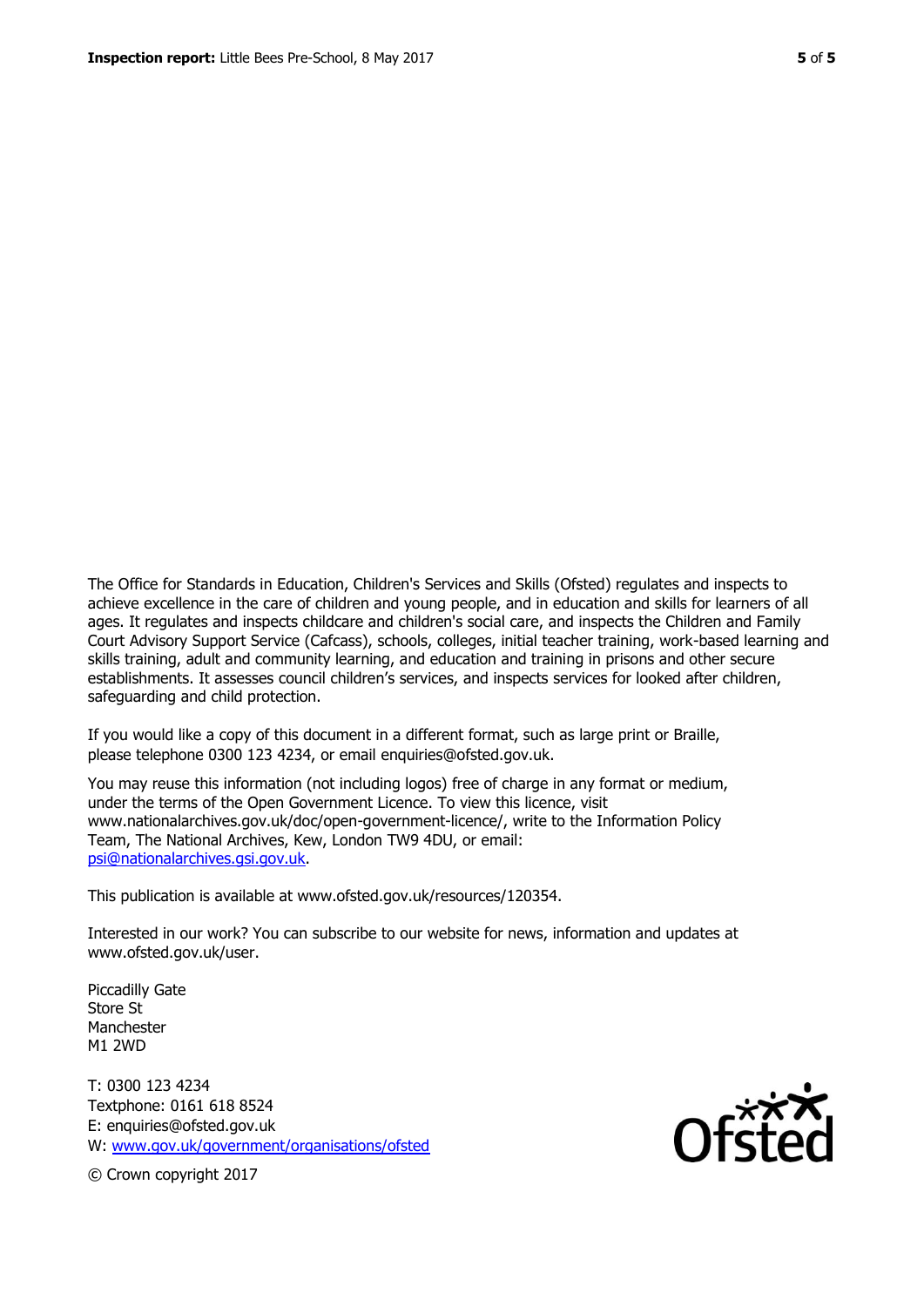The Office for Standards in Education, Children's Services and Skills (Ofsted) regulates and inspects to achieve excellence in the care of children and young people, and in education and skills for learners of all ages. It regulates and inspects childcare and children's social care, and inspects the Children and Family Court Advisory Support Service (Cafcass), schools, colleges, initial teacher training, work-based learning and skills training, adult and community learning, and education and training in prisons and other secure establishments. It assesses council children's services, and inspects services for looked after children, safeguarding and child protection.

If you would like a copy of this document in a different format, such as large print or Braille, please telephone 0300 123 4234, or email enquiries@ofsted.gov.uk.

You may reuse this information (not including logos) free of charge in any format or medium, under the terms of the Open Government Licence. To view this licence, visit www.nationalarchives.gov.uk/doc/open-government-licence/, write to the Information Policy Team, The National Archives, Kew, London TW9 4DU, or email: psi@nationalarchives.gsi.gov.uk.

This publication is available at www.ofsted.gov.uk/resources/120354.

Interested in our work? You can subscribe to our website for news, information and updates at www.ofsted.gov.uk/user.

Piccadilly Gate
Store St
Manchester
M1 2WD

T: 0300 123 4234
Textphone: 0161 618 8524
E: enquiries@ofsted.gov.uk
W: www.gov.uk/government/organisations/ofsted

© Crown copyright 2017